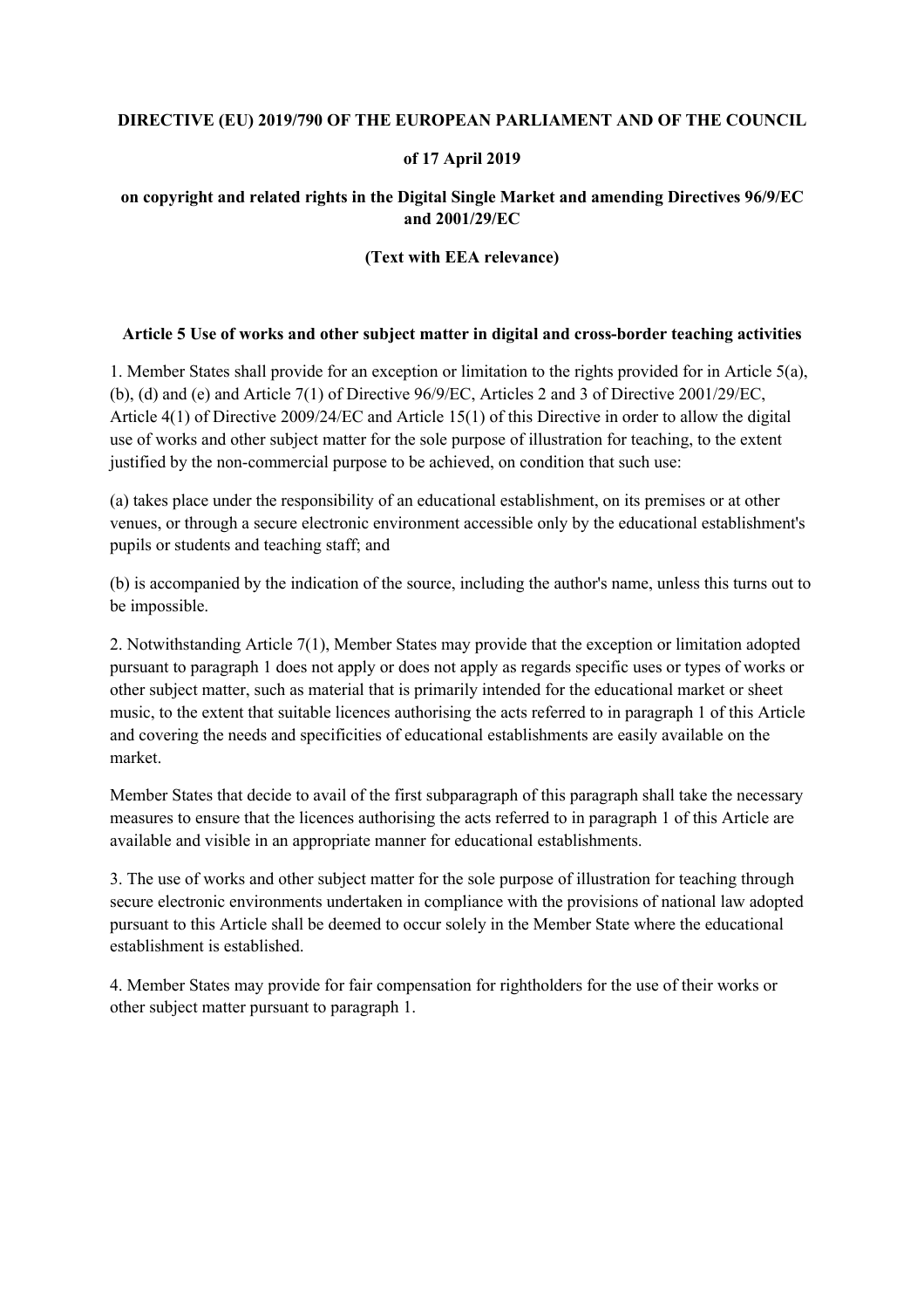**DIRECTIVE (EU) 2019/790 OF THE EUROPEAN PARLIAMENT AND OF THE COUNCIL**

**of 17 April 2019**

**on copyright and related rights in the Digital Single Market and amending Directives 96/9/EC and 2001/29/EC**

**(Text with EEA relevance)**

### Article 5 Use of works and other subject matter in digital and cross-border teaching activities

1. Member States shall provide for an exception or limitation to the rights provided for in Article 5(a), (b), (d) and (e) and Article 7(1) of Directive 96/9/EC, Articles 2 and 3 of Directive 2001/29/EC, Article 4(1) of Directive 2009/24/EC and Article 15(1) of this Directive in order to allow the digital use of works and other subject matter for the sole purpose of illustration for teaching, to the extent justified by the non-commercial purpose to be achieved, on condition that such use:

(a) takes place under the responsibility of an educational establishment, on its premises or at other venues, or through a secure electronic environment accessible only by the educational establishment's pupils or students and teaching staff; and

(b) is accompanied by the indication of the source, including the author's name, unless this turns out to be impossible.

2. Notwithstanding Article 7(1), Member States may provide that the exception or limitation adopted pursuant to paragraph 1 does not apply or does not apply as regards specific uses or types of works or other subject matter, such as material that is primarily intended for the educational market or sheet music, to the extent that suitable licences authorising the acts referred to in paragraph 1 of this Article and covering the needs and specificities of educational establishments are easily available on the market.

Member States that decide to avail of the first subparagraph of this paragraph shall take the necessary measures to ensure that the licences authorising the acts referred to in paragraph 1 of this Article are available and visible in an appropriate manner for educational establishments.

3. The use of works and other subject matter for the sole purpose of illustration for teaching through secure electronic environments undertaken in compliance with the provisions of national law adopted pursuant to this Article shall be deemed to occur solely in the Member State where the educational establishment is established.

4. Member States may provide for fair compensation for rightholders for the use of their works or other subject matter pursuant to paragraph 1.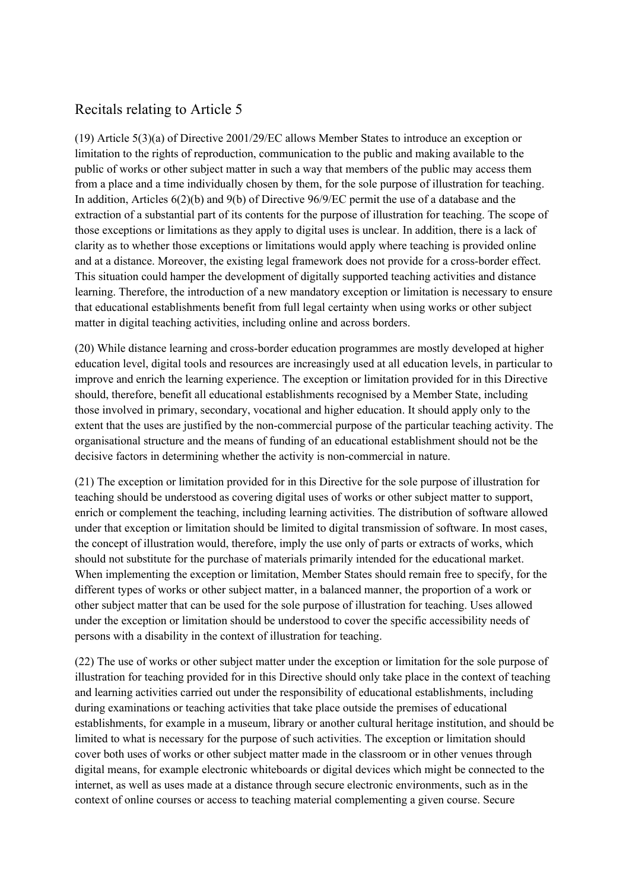## Recitals relating to Article 5

(19) Article 5(3)(a) of Directive 2001/29/EC allows Member States to introduce an exception or limitation to the rights of reproduction, communication to the public and making available to the public of works or other subject matter in such a way that members of the public may access them from a place and a time individually chosen by them, for the sole purpose of illustration for teaching. In addition, Articles 6(2)(b) and 9(b) of Directive 96/9/EC permit the use of a database and the extraction of a substantial part of its contents for the purpose of illustration for teaching. The scope of those exceptions or limitations as they apply to digital uses is unclear. In addition, there is a lack of clarity as to whether those exceptions or limitations would apply where teaching is provided online and at a distance. Moreover, the existing legal framework does not provide for a cross-border effect. This situation could hamper the development of digitally supported teaching activities and distance learning. Therefore, the introduction of a new mandatory exception or limitation is necessary to ensure that educational establishments benefit from full legal certainty when using works or other subject matter in digital teaching activities, including online and across borders.

(20) While distance learning and cross-border education programmes are mostly developed at higher education level, digital tools and resources are increasingly used at all education levels, in particular to improve and enrich the learning experience. The exception or limitation provided for in this Directive should, therefore, benefit all educational establishments recognised by a Member State, including those involved in primary, secondary, vocational and higher education. It should apply only to the extent that the uses are justified by the non-commercial purpose of the particular teaching activity. The organisational structure and the means of funding of an educational establishment should not be the decisive factors in determining whether the activity is non-commercial in nature.

(21) The exception or limitation provided for in this Directive for the sole purpose of illustration for teaching should be understood as covering digital uses of works or other subject matter to support, enrich or complement the teaching, including learning activities. The distribution of software allowed under that exception or limitation should be limited to digital transmission of software. In most cases, the concept of illustration would, therefore, imply the use only of parts or extracts of works, which should not substitute for the purchase of materials primarily intended for the educational market. When implementing the exception or limitation, Member States should remain free to specify, for the different types of works or other subject matter, in a balanced manner, the proportion of a work or other subject matter that can be used for the sole purpose of illustration for teaching. Uses allowed under the exception or limitation should be understood to cover the specific accessibility needs of persons with a disability in the context of illustration for teaching.

(22) The use of works or other subject matter under the exception or limitation for the sole purpose of illustration for teaching provided for in this Directive should only take place in the context of teaching and learning activities carried out under the responsibility of educational establishments, including during examinations or teaching activities that take place outside the premises of educational establishments, for example in a museum, library or another cultural heritage institution, and should be limited to what is necessary for the purpose of such activities. The exception or limitation should cover both uses of works or other subject matter made in the classroom or in other venues through digital means, for example electronic whiteboards or digital devices which might be connected to the internet, as well as uses made at a distance through secure electronic environments, such as in the context of online courses or access to teaching material complementing a given course. Secure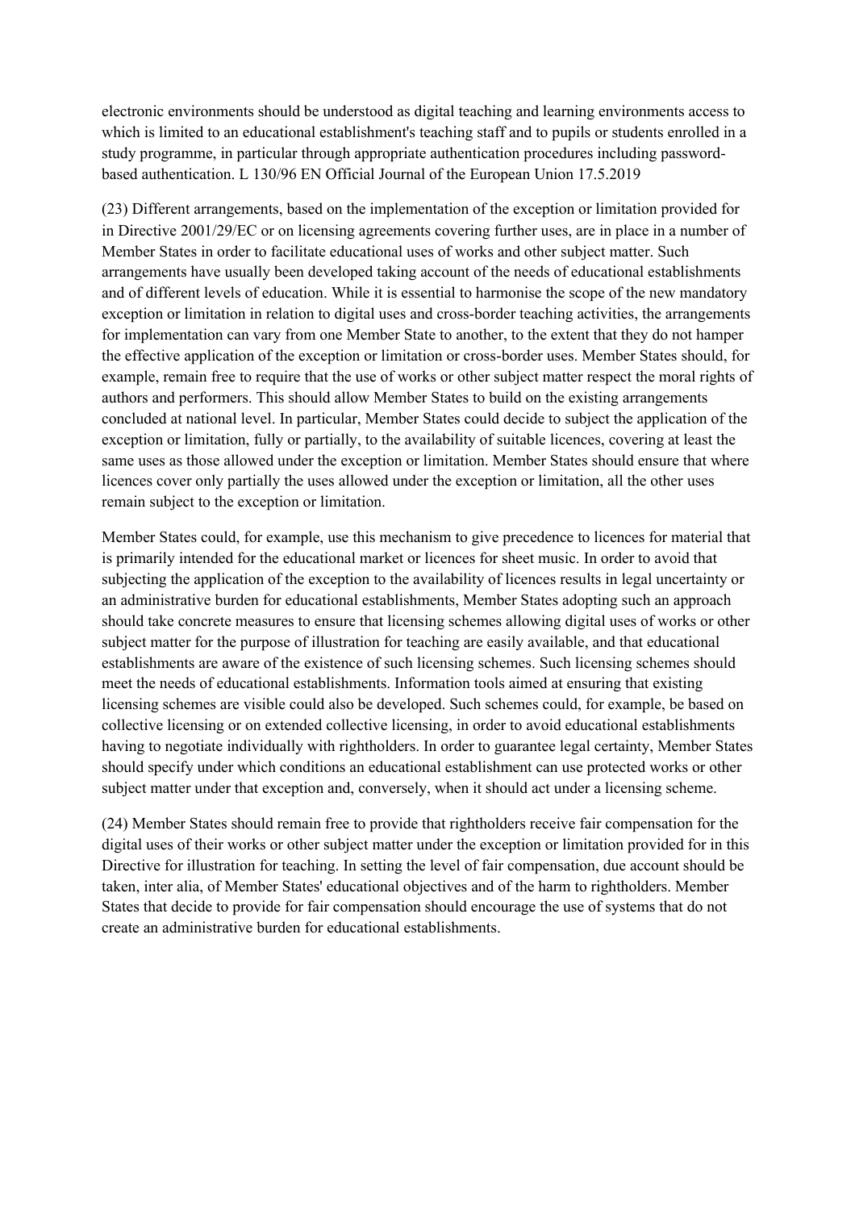electronic environments should be understood as digital teaching and learning environments access to which is limited to an educational establishment's teaching staff and to pupils or students enrolled in a study programme, in particular through appropriate authentication procedures including password-based authentication.

(23) Different arrangements, based on the implementation of the exception or limitation provided for in Directive 2001/29/EC or on licensing agreements covering further uses, are in place in a number of Member States in order to facilitate educational uses of works and other subject matter. Such arrangements have usually been developed taking account of the needs of educational establishments and of different levels of education. While it is essential to harmonise the scope of the new mandatory exception or limitation in relation to digital uses and cross-border teaching activities, the arrangements for implementation can vary from one Member State to another, to the extent that they do not hamper the effective application of the exception or limitation or cross-border uses. Member States should, for example, remain free to require that the use of works or other subject matter respect the moral rights of authors and performers. This should allow Member States to build on the existing arrangements concluded at national level. In particular, Member States could decide to subject the application of the exception or limitation, fully or partially, to the availability of suitable licences, covering at least the same uses as those allowed under the exception or limitation. Member States should ensure that where licences cover only partially the uses allowed under the exception or limitation, all the other uses remain subject to the exception or limitation.

Member States could, for example, use this mechanism to give precedence to licences for material that is primarily intended for the educational market or licences for sheet music. In order to avoid that subjecting the application of the exception to the availability of licences results in legal uncertainty or an administrative burden for educational establishments, Member States adopting such an approach should take concrete measures to ensure that licensing schemes allowing digital uses of works or other subject matter for the purpose of illustration for teaching are easily available, and that educational establishments are aware of the existence of such licensing schemes. Such licensing schemes should meet the needs of educational establishments. Information tools aimed at ensuring that existing licensing schemes are visible could also be developed. Such schemes could, for example, be based on collective licensing or on extended collective licensing, in order to avoid educational establishments having to negotiate individually with rightholders. In order to guarantee legal certainty, Member States should specify under which conditions an educational establishment can use protected works or other subject matter under that exception and, conversely, when it should act under a licensing scheme.

(24) Member States should remain free to provide that rightholders receive fair compensation for the digital uses of their works or other subject matter under the exception or limitation provided for in this Directive for illustration for teaching. In setting the level of fair compensation, due account should be taken, inter alia, of Member States' educational objectives and of the harm to rightholders. Member States that decide to provide for fair compensation should encourage the use of systems that do not create an administrative burden for educational establishments.